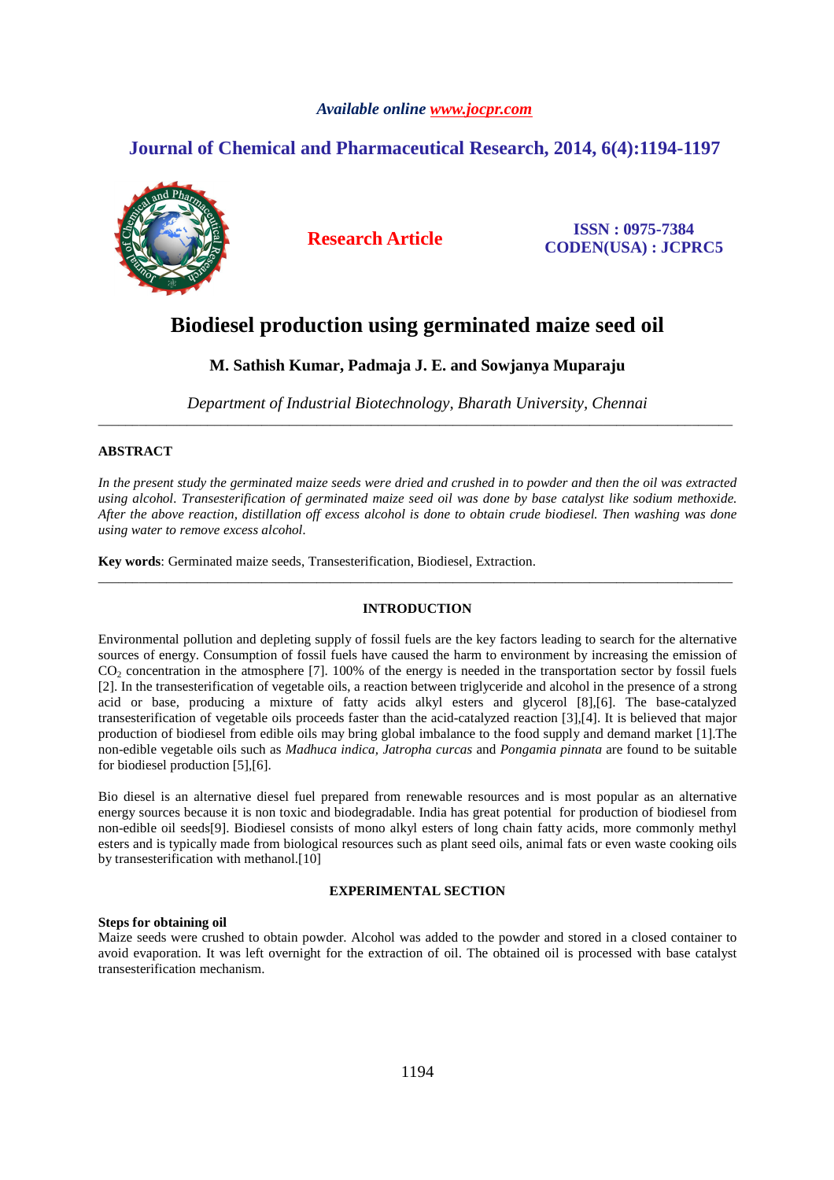*Available online www.jocpr.com*

**Journal of Chemical and Pharmaceutical Research, 2014, 6(4):1194-1197**

**Research Article**

**ISSN : 0975-7384**
**CODEN(USA) : JCPRC5**

# Biodiesel production using germinated maize seed oil

**M. Sathish Kumar, Padmaja J. E. and Sowjanya Muparaju**

*Department of Industrial Biotechnology, Bharath University, Chennai*

---

## ABSTRACT

*In the present study the germinated maize seeds were dried and crushed in to powder and then the oil was extracted using alcohol. Transesterification of germinated maize seed oil was done by base catalyst like sodium methoxide. After the above reaction, distillation off excess alcohol is done to obtain crude biodiesel. Then washing was done using water to remove excess alcohol.*

**Key words**: Germinated maize seeds, Transesterification, Biodiesel, Extraction.

---

## INTRODUCTION

Environmental pollution and depleting supply of fossil fuels are the key factors leading to search for the alternative sources of energy. Consumption of fossil fuels have caused the harm to environment by increasing the emission of $CO_2$ concentration in the atmosphere [7]. 100% of the energy is needed in the transportation sector by fossil fuels [2]. In the transesterification of vegetable oils, a reaction between triglyceride and alcohol in the presence of a strong acid or base, producing a mixture of fatty acids alkyl esters and glycerol [8],[6]. The base-catalyzed transesterification of vegetable oils proceeds faster than the acid-catalyzed reaction [3],[4]. It is believed that major production of biodiesel from edible oils may bring global imbalance to the food supply and demand market [1].The non-edible vegetable oils such as *Madhuca indica, Jatropha curcas* and *Pongamia pinnata* are found to be suitable for biodiesel production [5],[6].

Bio diesel is an alternative diesel fuel prepared from renewable resources and is most popular as an alternative energy sources because it is non toxic and biodegradable. India has great potential for production of biodiesel from non-edible oil seeds[9]. Biodiesel consists of mono alkyl esters of long chain fatty acids, more commonly methyl esters and is typically made from biological resources such as plant seed oils, animal fats or even waste cooking oils by transesterification with methanol.[10]

## EXPERIMENTAL SECTION

### Steps for obtaining oil

Maize seeds were crushed to obtain powder. Alcohol was added to the powder and stored in a closed container to avoid evaporation. It was left overnight for the extraction of oil. The obtained oil is processed with base catalyst transesterification mechanism.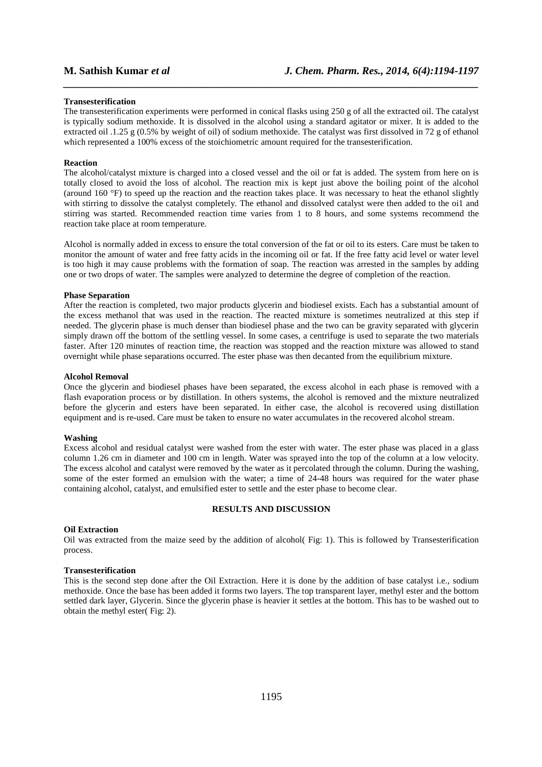**Transesterification**

The transesterification experiments were performed in conical flasks using 250 g of all the extracted oil. The catalyst is typically sodium methoxide. It is dissolved in the alcohol using a standard agitator or mixer. It is added to the extracted oil .1.25 g (0.5% by weight of oil) of sodium methoxide. The catalyst was first dissolved in 72 g of ethanol which represented a 100% excess of the stoichiometric amount required for the transesterification.

**Reaction**

The alcohol/catalyst mixture is charged into a closed vessel and the oil or fat is added. The system from here on is totally closed to avoid the loss of alcohol. The reaction mix is kept just above the boiling point of the alcohol (around 160 °F) to speed up the reaction and the reaction takes place. It was necessary to heat the ethanol slightly with stirring to dissolve the catalyst completely. The ethanol and dissolved catalyst were then added to the oi1 and stirring was started. Recommended reaction time varies from 1 to 8 hours, and some systems recommend the reaction take place at room temperature.

Alcohol is normally added in excess to ensure the total conversion of the fat or oil to its esters. Care must be taken to monitor the amount of water and free fatty acids in the incoming oil or fat. If the free fatty acid level or water level is too high it may cause problems with the formation of soap. The reaction was arrested in the samples by adding one or two drops of water. The samples were analyzed to determine the degree of completion of the reaction.

**Phase Separation**

After the reaction is completed, two major products glycerin and biodiesel exists. Each has a substantial amount of the excess methanol that was used in the reaction. The reacted mixture is sometimes neutralized at this step if needed. The glycerin phase is much denser than biodiesel phase and the two can be gravity separated with glycerin simply drawn off the bottom of the settling vessel. In some cases, a centrifuge is used to separate the two materials faster. After 120 minutes of reaction time, the reaction was stopped and the reaction mixture was allowed to stand overnight while phase separations occurred. The ester phase was then decanted from the equilibrium mixture.

**Alcohol Removal**

Once the glycerin and biodiesel phases have been separated, the excess alcohol in each phase is removed with a flash evaporation process or by distillation. In others systems, the alcohol is removed and the mixture neutralized before the glycerin and esters have been separated. In either case, the alcohol is recovered using distillation equipment and is re-used. Care must be taken to ensure no water accumulates in the recovered alcohol stream.

**Washing**

Excess alcohol and residual catalyst were washed from the ester with water. The ester phase was placed in a glass column 1.26 cm in diameter and 100 cm in length. Water was sprayed into the top of the column at a low velocity. The excess alcohol and catalyst were removed by the water as it percolated through the column. During the washing, some of the ester formed an emulsion with the water; a time of 24-48 hours was required for the water phase containing alcohol, catalyst, and emulsified ester to settle and the ester phase to become clear.

## RESULTS AND DISCUSSION

**Oil Extraction**

Oil was extracted from the maize seed by the addition of alcohol( Fig: 1). This is followed by Transesterification process.

**Transesterification**

This is the second step done after the Oil Extraction. Here it is done by the addition of base catalyst i.e., sodium methoxide. Once the base has been added it forms two layers. The top transparent layer, methyl ester and the bottom settled dark layer, Glycerin. Since the glycerin phase is heavier it settles at the bottom. This has to be washed out to obtain the methyl ester( Fig: 2).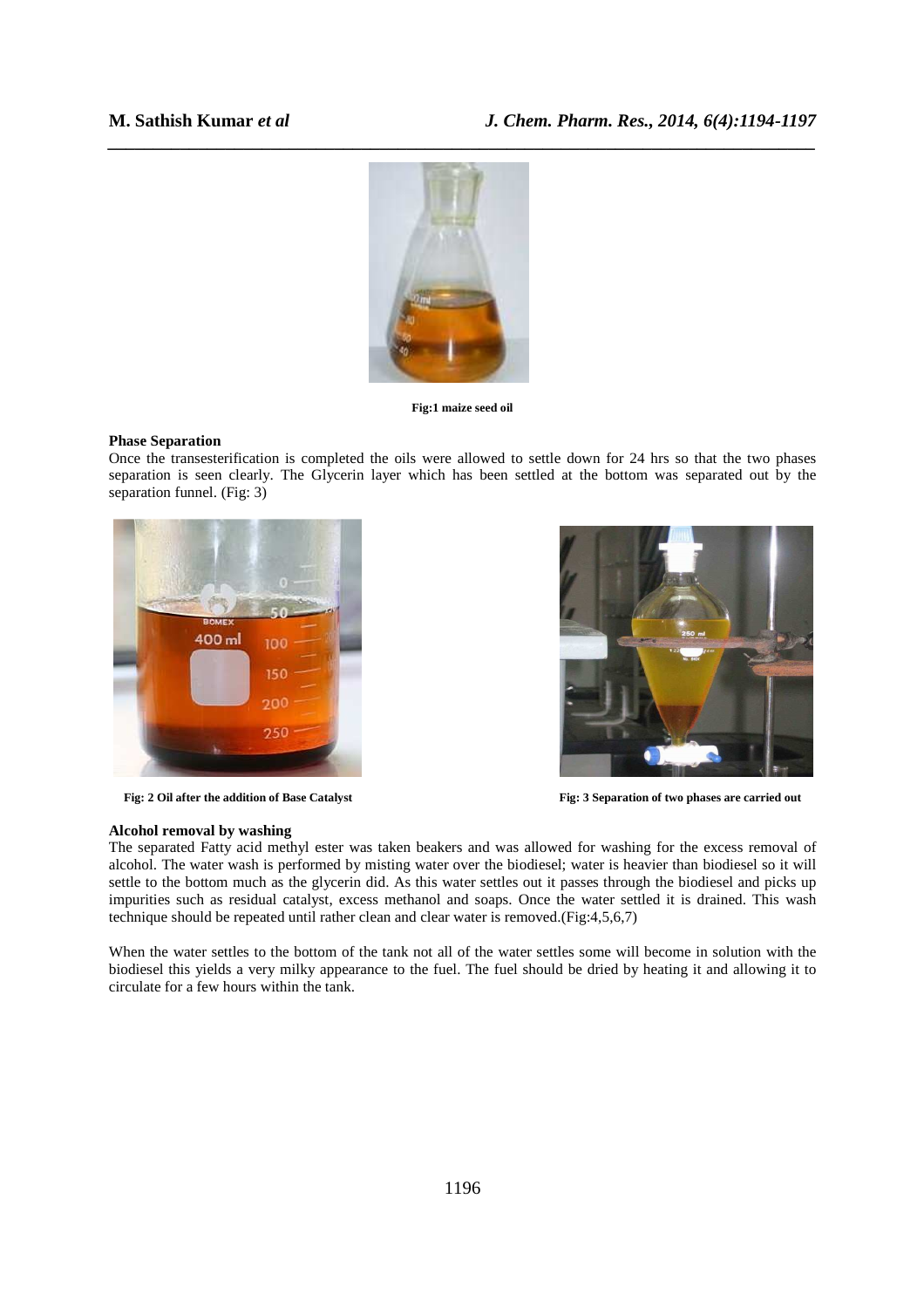Fig:1 maize seed oil

**Phase Separation**

Once the transesterification is completed the oils were allowed to settle down for 24 hrs so that the two phases separation is seen clearly. The Glycerin layer which has been settled at the bottom was separated out by the separation funnel. (Fig: 3)

Fig: 2 Oil after the addition of Base Catalyst

Fig: 3 Separation of two phases are carried out

**Alcohol removal by washing**

The separated Fatty acid methyl ester was taken beakers and was allowed for washing for the excess removal of alcohol. The water wash is performed by misting water over the biodiesel; water is heavier than biodiesel so it will settle to the bottom much as the glycerin did. As this water settles out it passes through the biodiesel and picks up impurities such as residual catalyst, excess methanol and soaps. Once the water settled it is drained. This wash technique should be repeated until rather clean and clear water is removed.(Fig:4,5,6,7)

When the water settles to the bottom of the tank not all of the water settles some will become in solution with the biodiesel this yields a very milky appearance to the fuel. The fuel should be dried by heating it and allowing it to circulate for a few hours within the tank.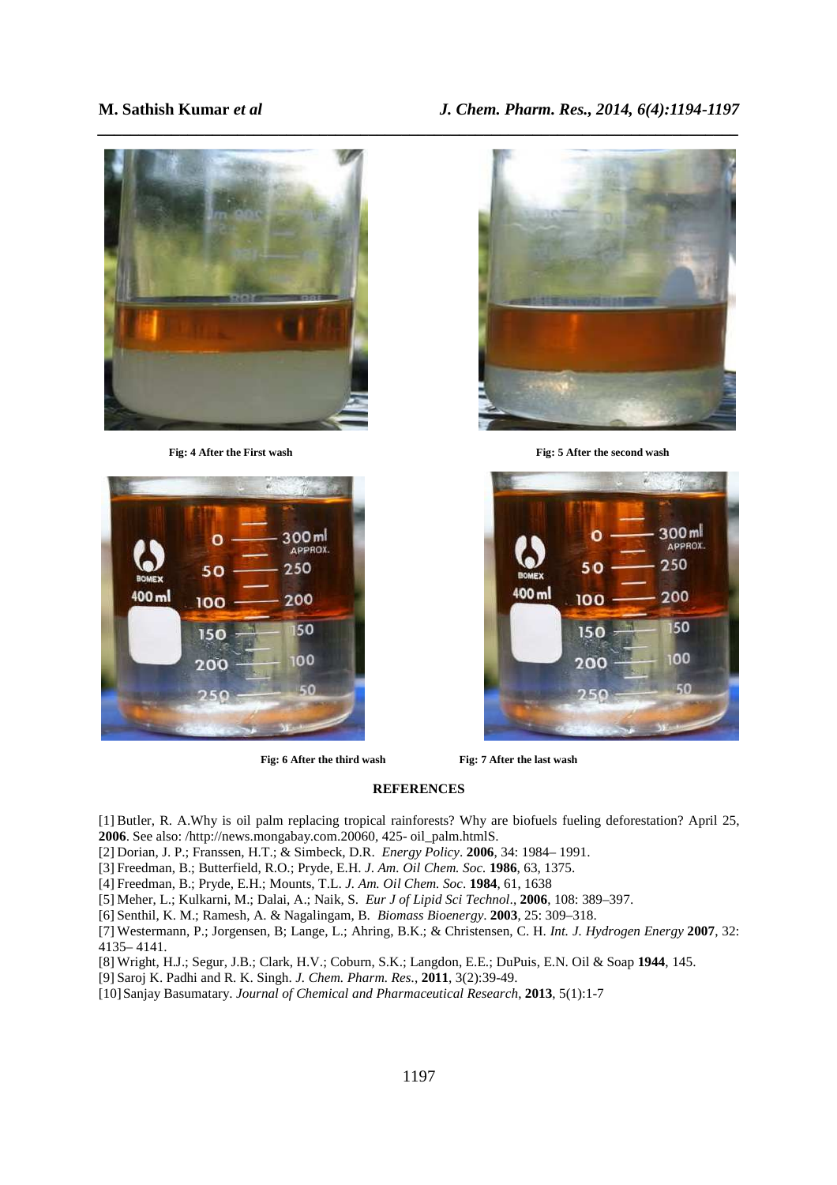Fig: 4 After the First wash

Fig: 5 After the second wash

Fig: 6 After the third wash

Fig: 7 After the last wash

## REFERENCES

[1] Butler, R. A.Why is oil palm replacing tropical rainforests? Why are biofuels fueling deforestation? April 25, **2006**. See also: /http://news.mongabay.com.20060, 425- oil_palm.htmlS.

[2] Dorian, J. P.; Franssen, H.T.; & Simbeck, D.R. *Energy Policy*. **2006**, 34: 1984– 1991.

[3] Freedman, B.; Butterfield, R.O.; Pryde, E.H. *J. Am. Oil Chem. Soc.* **1986**, 63, 1375.

[4] Freedman, B.; Pryde, E.H.; Mounts, T.L. *J. Am. Oil Chem. Soc*. **1984**, 61, 1638

[5] Meher, L.; Kulkarni, M.; Dalai, A.; Naik, S. *Eur J of Lipid Sci Technol*., **2006**, 108: 389–397.

[6] Senthil, K. M.; Ramesh, A. & Nagalingam, B. *Biomass Bioenergy*. **2003**, 25: 309–318.

[7] Westermann, P.; Jorgensen, B; Lange, L.; Ahring, B.K.; & Christensen, C. H. *Int. J. Hydrogen Energy* **2007**, 32: 4135– 4141.

[8] Wright, H.J.; Segur, J.B.; Clark, H.V.; Coburn, S.K.; Langdon, E.E.; DuPuis, E.N. Oil & Soap **1944**, 145.

[9] Saroj K. Padhi and R. K. Singh. *J. Chem. Pharm. Res.*, **2011**, 3(2):39-49.

[10] Sanjay Basumatary. *Journal of Chemical and Pharmaceutical Research*, **2013**, 5(1):1-7